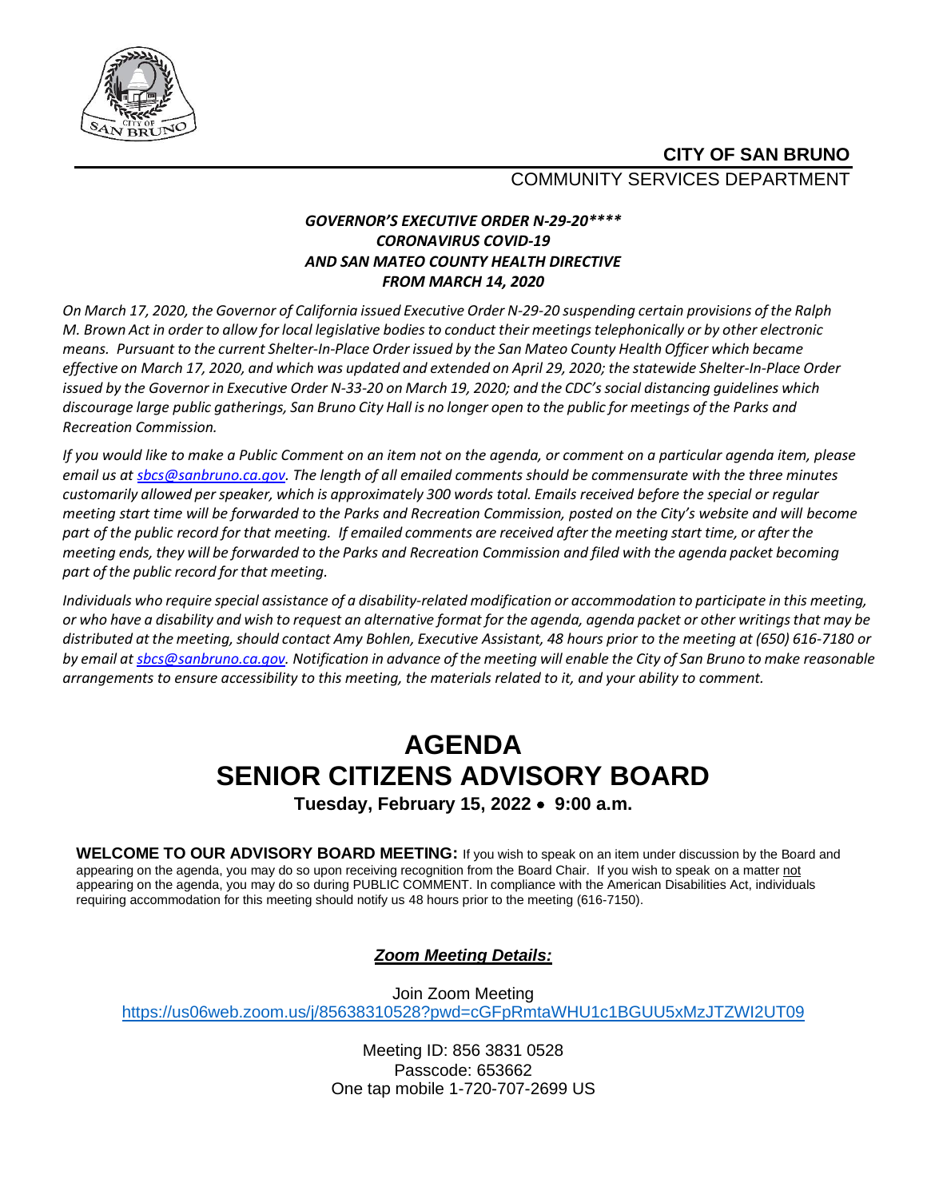**CITY OF SAN BRUNO**

COMMUNITY SERVICES DEPARTMENT

***GOVERNOR'S EXECUTIVE ORDER N-29-20\*\*\*\****
***CORONAVIRUS COVID-19***
***AND SAN MATEO COUNTY HEALTH DIRECTIVE***
***FROM MARCH 14, 2020***

*On March 17, 2020, the Governor of California issued Executive Order N-29-20 suspending certain provisions of the Ralph M. Brown Act in order to allow for local legislative bodies to conduct their meetings telephonically or by other electronic means. Pursuant to the current Shelter-In-Place Order issued by the San Mateo County Health Officer which became effective on March 17, 2020, and which was updated and extended on April 29, 2020; the statewide Shelter-In-Place Order issued by the Governor in Executive Order N-33-20 on March 19, 2020; and the CDC's social distancing guidelines which discourage large public gatherings, San Bruno City Hall is no longer open to the public for meetings of the Parks and Recreation Commission.*

*If you would like to make a Public Comment on an item not on the agenda, or comment on a particular agenda item, please email us at sbcs@sanbruno.ca.gov. The length of all emailed comments should be commensurate with the three minutes customarily allowed per speaker, which is approximately 300 words total. Emails received before the special or regular meeting start time will be forwarded to the Parks and Recreation Commission, posted on the City's website and will become part of the public record for that meeting. If emailed comments are received after the meeting start time, or after the meeting ends, they will be forwarded to the Parks and Recreation Commission and filed with the agenda packet becoming part of the public record for that meeting.*

*Individuals who require special assistance of a disability-related modification or accommodation to participate in this meeting, or who have a disability and wish to request an alternative format for the agenda, agenda packet or other writings that may be distributed at the meeting, should contact Amy Bohlen, Executive Assistant, 48 hours prior to the meeting at (650) 616-7180 or by email at sbcs@sanbruno.ca.gov. Notification in advance of the meeting will enable the City of San Bruno to make reasonable arrangements to ensure accessibility to this meeting, the materials related to it, and your ability to comment.*

# AGENDA
# SENIOR CITIZENS ADVISORY BOARD

**Tuesday, February 15, 2022 • 9:00 a.m.**

**WELCOME TO OUR ADVISORY BOARD MEETING:** If you wish to speak on an item under discussion by the Board and appearing on the agenda, you may do so upon receiving recognition from the Board Chair. If you wish to speak on a matter not appearing on the agenda, you may do so during PUBLIC COMMENT. In compliance with the American Disabilities Act, individuals requiring accommodation for this meeting should notify us 48 hours prior to the meeting (616-7150).

***Zoom Meeting Details:***

Join Zoom Meeting
https://us06web.zoom.us/j/85638310528?pwd=cGFpRmtaWHU1c1BGUU5xMzJTZWI2UT09

Meeting ID: 856 3831 0528
Passcode: 653662
One tap mobile 1-720-707-2699 US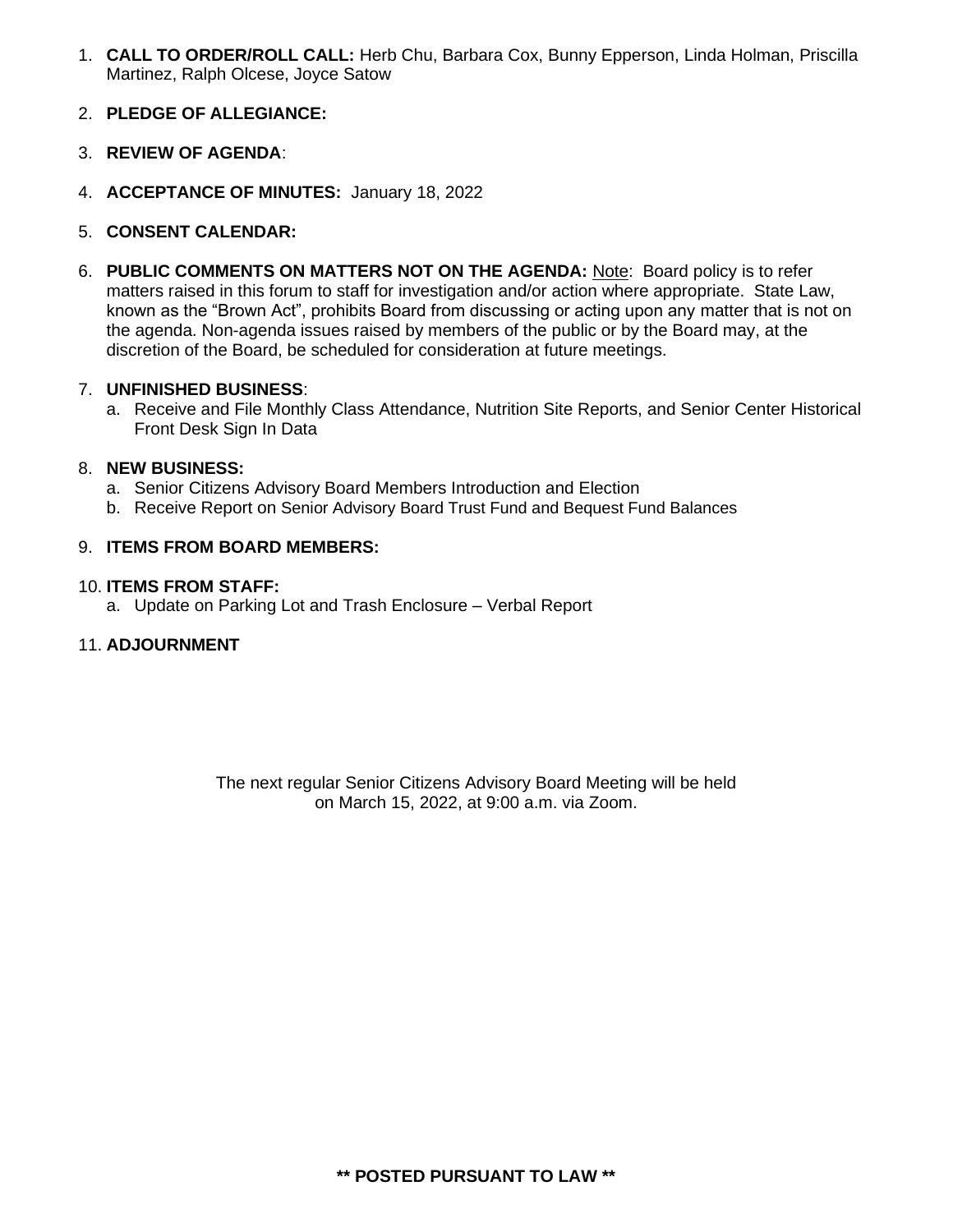1. **CALL TO ORDER/ROLL CALL:** Herb Chu, Barbara Cox, Bunny Epperson, Linda Holman, Priscilla Martinez, Ralph Olcese, Joyce Satow

2. **PLEDGE OF ALLEGIANCE:**

3. **REVIEW OF AGENDA**:

4. **ACCEPTANCE OF MINUTES:** January 18, 2022

5. **CONSENT CALENDAR:**

6. **PUBLIC COMMENTS ON MATTERS NOT ON THE AGENDA:** Note: Board policy is to refer matters raised in this forum to staff for investigation and/or action where appropriate. State Law, known as the "Brown Act", prohibits Board from discussing or acting upon any matter that is not on the agenda. Non-agenda issues raised by members of the public or by the Board may, at the discretion of the Board, be scheduled for consideration at future meetings.

7. **UNFINISHED BUSINESS**:
   a. Receive and File Monthly Class Attendance, Nutrition Site Reports, and Senior Center Historical Front Desk Sign In Data

8. **NEW BUSINESS:**
   a. Senior Citizens Advisory Board Members Introduction and Election
   b. Receive Report on Senior Advisory Board Trust Fund and Bequest Fund Balances

9. **ITEMS FROM BOARD MEMBERS:**

10. **ITEMS FROM STAFF:**
    a. Update on Parking Lot and Trash Enclosure – Verbal Report

11. **ADJOURNMENT**

The next regular Senior Citizens Advisory Board Meeting will be held on March 15, 2022, at 9:00 a.m. via Zoom.

**\*\* POSTED PURSUANT TO LAW \*\***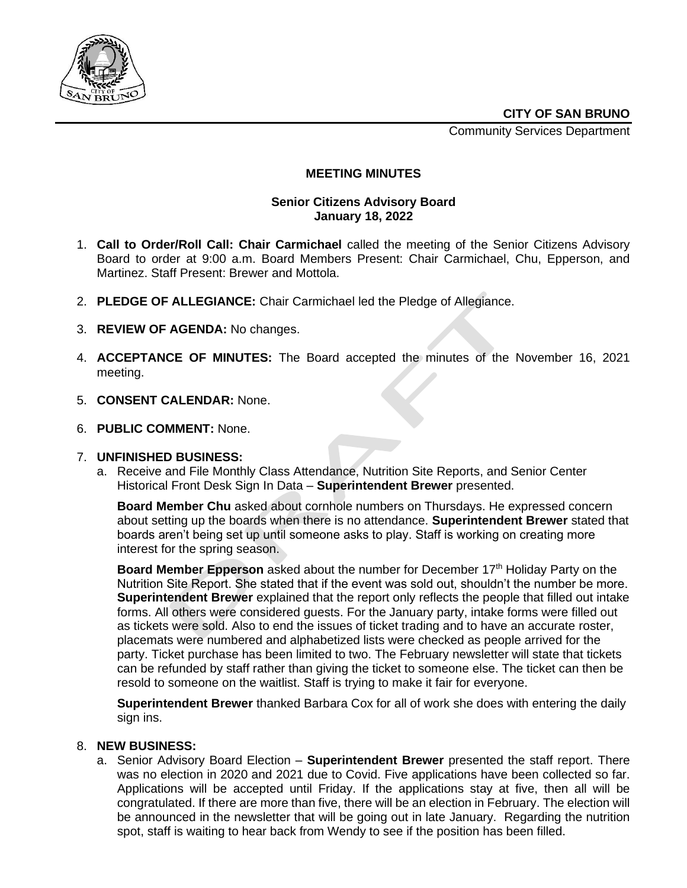**CITY OF SAN BRUNO**

Community Services Department

## MEETING MINUTES

### Senior Citizens Advisory Board
### January 18, 2022

1. **Call to Order/Roll Call: Chair Carmichael** called the meeting of the Senior Citizens Advisory Board to order at 9:00 a.m. Board Members Present: Chair Carmichael, Chu, Epperson, and Martinez. Staff Present: Brewer and Mottola.

2. **PLEDGE OF ALLEGIANCE:** Chair Carmichael led the Pledge of Allegiance.

3. **REVIEW OF AGENDA:** No changes.

4. **ACCEPTANCE OF MINUTES:** The Board accepted the minutes of the November 16, 2021 meeting.

5. **CONSENT CALENDAR:** None.

6. **PUBLIC COMMENT:** None.

7. **UNFINISHED BUSINESS:**

   a. Receive and File Monthly Class Attendance, Nutrition Site Reports, and Senior Center Historical Front Desk Sign In Data – **Superintendent Brewer** presented.

   **Board Member Chu** asked about cornhole numbers on Thursdays. He expressed concern about setting up the boards when there is no attendance. **Superintendent Brewer** stated that boards aren't being set up until someone asks to play. Staff is working on creating more interest for the spring season.

   **Board Member Epperson** asked about the number for December 17th Holiday Party on the Nutrition Site Report. She stated that if the event was sold out, shouldn't the number be more. **Superintendent Brewer** explained that the report only reflects the people that filled out intake forms. All others were considered guests. For the January party, intake forms were filled out as tickets were sold. Also to end the issues of ticket trading and to have an accurate roster, placemats were numbered and alphabetized lists were checked as people arrived for the party. Ticket purchase has been limited to two. The February newsletter will state that tickets can be refunded by staff rather than giving the ticket to someone else. The ticket can then be resold to someone on the waitlist. Staff is trying to make it fair for everyone.

   **Superintendent Brewer** thanked Barbara Cox for all of work she does with entering the daily sign ins.

8. **NEW BUSINESS:**

   a. Senior Advisory Board Election – **Superintendent Brewer** presented the staff report. There was no election in 2020 and 2021 due to Covid. Five applications have been collected so far. Applications will be accepted until Friday. If the applications stay at five, then all will be congratulated. If there are more than five, there will be an election in February. The election will be announced in the newsletter that will be going out in late January. Regarding the nutrition spot, staff is waiting to hear back from Wendy to see if the position has been filled.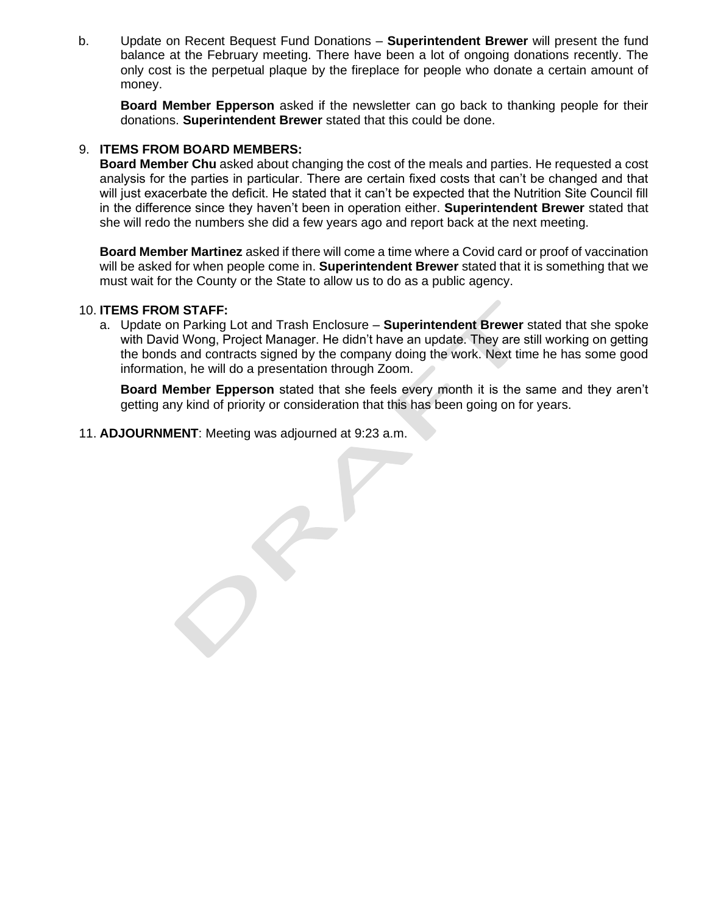b. Update on Recent Bequest Fund Donations – **Superintendent Brewer** will present the fund balance at the February meeting. There have been a lot of ongoing donations recently. The only cost is the perpetual plaque by the fireplace for people who donate a certain amount of money.

   **Board Member Epperson** asked if the newsletter can go back to thanking people for their donations. **Superintendent Brewer** stated that this could be done.

9. **ITEMS FROM BOARD MEMBERS:**

   **Board Member Chu** asked about changing the cost of the meals and parties. He requested a cost analysis for the parties in particular. There are certain fixed costs that can't be changed and that will just exacerbate the deficit. He stated that it can't be expected that the Nutrition Site Council fill in the difference since they haven't been in operation either. **Superintendent Brewer** stated that she will redo the numbers she did a few years ago and report back at the next meeting.

   **Board Member Martinez** asked if there will come a time where a Covid card or proof of vaccination will be asked for when people come in. **Superintendent Brewer** stated that it is something that we must wait for the County or the State to allow us to do as a public agency.

10. **ITEMS FROM STAFF:**

    a. Update on Parking Lot and Trash Enclosure – **Superintendent Brewer** stated that she spoke with David Wong, Project Manager. He didn't have an update. They are still working on getting the bonds and contracts signed by the company doing the work. Next time he has some good information, he will do a presentation through Zoom.

       **Board Member Epperson** stated that she feels every month it is the same and they aren't getting any kind of priority or consideration that this has been going on for years.

11. **ADJOURNMENT**: Meeting was adjourned at 9:23 a.m.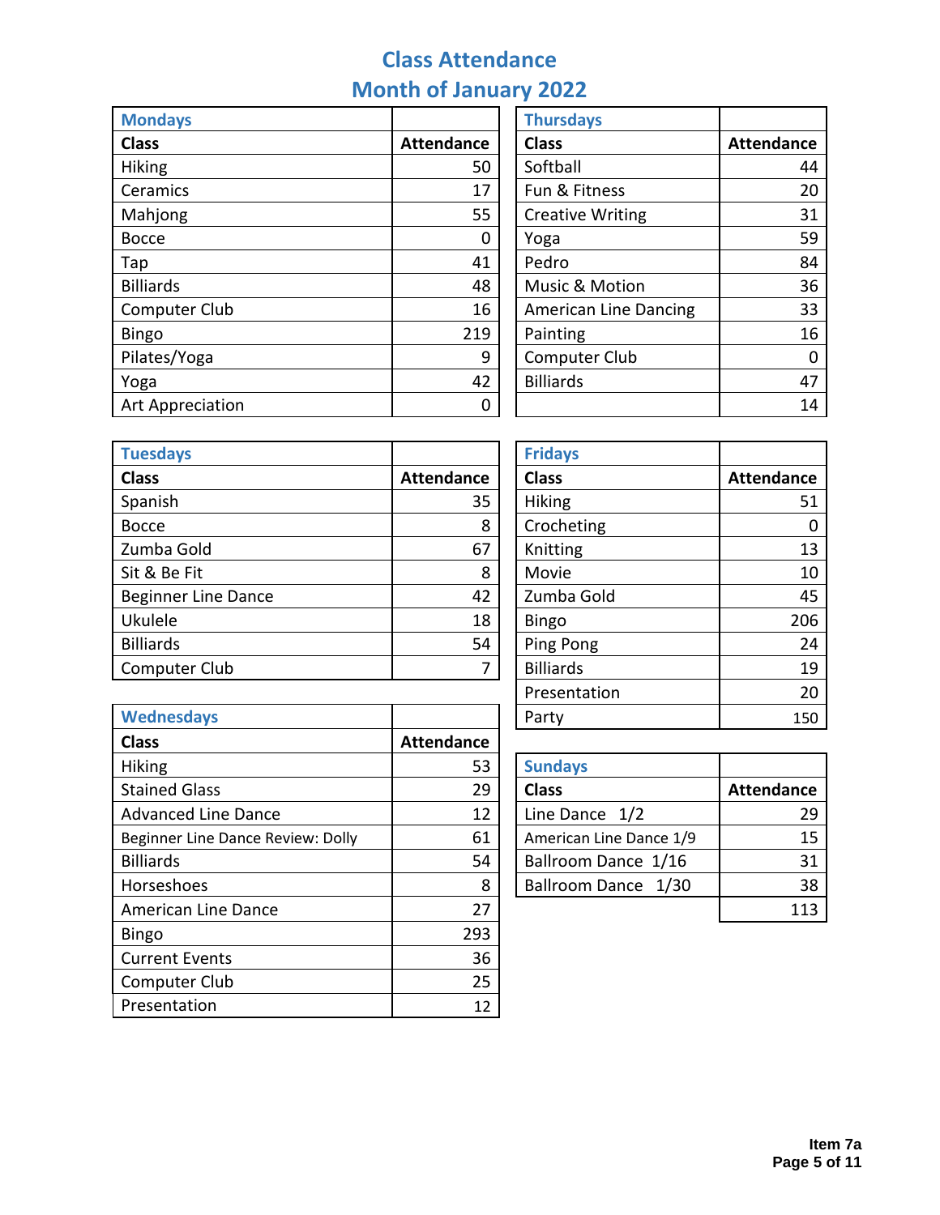# Class Attendance
## Month of January 2022

| Mondays | |
|---|---|
| **Class** | **Attendance** |
| Hiking | 50 |
| Ceramics | 17 |
| Mahjong | 55 |
| Bocce | 0 |
| Tap | 41 |
| Billiards | 48 |
| Computer Club | 16 |
| Bingo | 219 |
| Pilates/Yoga | 9 |
| Yoga | 42 |
| Art Appreciation | 0 |

| Tuesdays | |
|---|---|
| **Class** | **Attendance** |
| Spanish | 35 |
| Bocce | 8 |
| Zumba Gold | 67 |
| Sit & Be Fit | 8 |
| Beginner Line Dance | 42 |
| Ukulele | 18 |
| Billiards | 54 |
| Computer Club | 7 |

| Wednesdays | |
|---|---|
| **Class** | **Attendance** |
| Hiking | 53 |
| Stained Glass | 29 |
| Advanced Line Dance | 12 |
| Beginner Line Dance Review: Dolly | 61 |
| Billiards | 54 |
| Horseshoes | 8 |
| American Line Dance | 27 |
| Bingo | 293 |
| Current Events | 36 |
| Computer Club | 25 |
| Presentation | 12 |

| Thursdays | |
|---|---|
| **Class** | **Attendance** |
| Softball | 44 |
| Fun & Fitness | 20 |
| Creative Writing | 31 |
| Yoga | 59 |
| Pedro | 84 |
| Music & Motion | 36 |
| American Line Dancing | 33 |
| Painting | 16 |
| Computer Club | 0 |
| Billiards | 47 |
| | 14 |

| Fridays | |
|---|---|
| **Class** | **Attendance** |
| Hiking | 51 |
| Crocheting | 0 |
| Knitting | 13 |
| Movie | 10 |
| Zumba Gold | 45 |
| Bingo | 206 |
| Ping Pong | 24 |
| Billiards | 19 |
| Presentation | 20 |
| Party | 150 |

| Sundays | |
|---|---|
| **Class** | **Attendance** |
| Line Dance 1/2 | 29 |
| American Line Dance 1/9 | 15 |
| Ballroom Dance 1/16 | 31 |
| Ballroom Dance 1/30 | 38 |
| | 113 |

Item 7a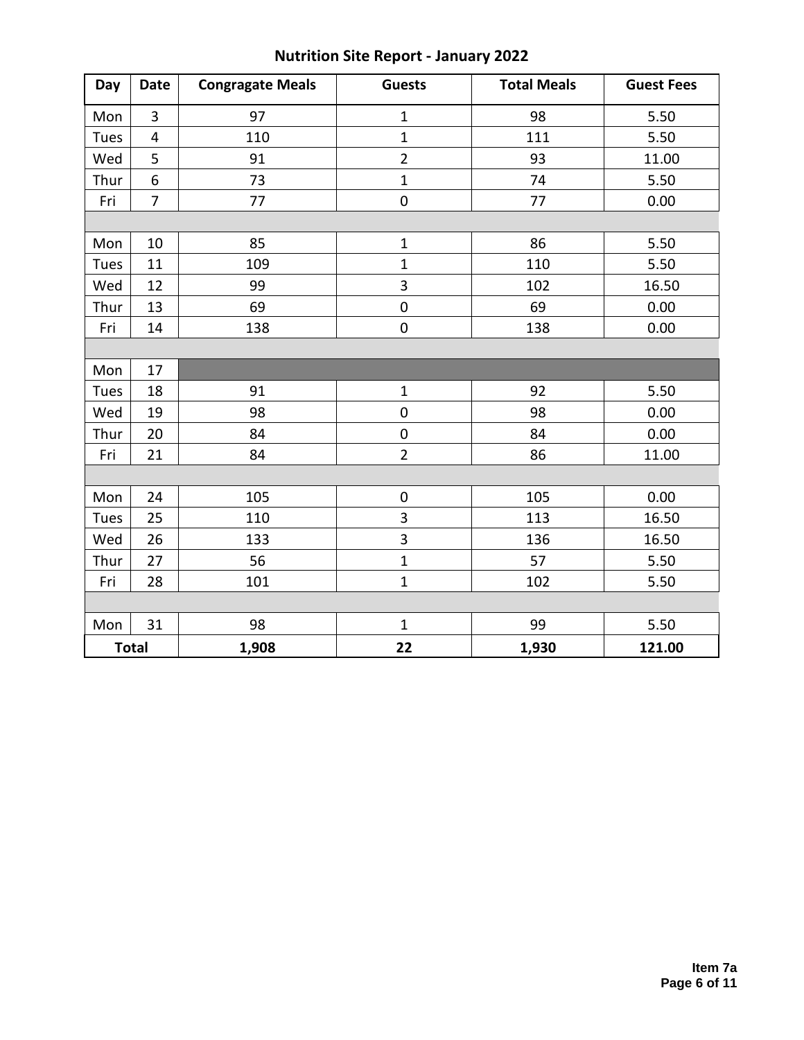## Nutrition Site Report - January 2022

| Day | Date | Congragate Meals | Guests | Total Meals | Guest Fees |
|---|---|---|---|---|---|
| Mon | 3 | 97 | 1 | 98 | 5.50 |
| Tues | 4 | 110 | 1 | 111 | 5.50 |
| Wed | 5 | 91 | 2 | 93 | 11.00 |
| Thur | 6 | 73 | 1 | 74 | 5.50 |
| Fri | 7 | 77 | 0 | 77 | 0.00 |
| | | | | | |
| Mon | 10 | 85 | 1 | 86 | 5.50 |
| Tues | 11 | 109 | 1 | 110 | 5.50 |
| Wed | 12 | 99 | 3 | 102 | 16.50 |
| Thur | 13 | 69 | 0 | 69 | 0.00 |
| Fri | 14 | 138 | 0 | 138 | 0.00 |
| | | | | | |
| Mon | 17 | | | | |
| Tues | 18 | 91 | 1 | 92 | 5.50 |
| Wed | 19 | 98 | 0 | 98 | 0.00 |
| Thur | 20 | 84 | 0 | 84 | 0.00 |
| Fri | 21 | 84 | 2 | 86 | 11.00 |
| | | | | | |
| Mon | 24 | 105 | 0 | 105 | 0.00 |
| Tues | 25 | 110 | 3 | 113 | 16.50 |
| Wed | 26 | 133 | 3 | 136 | 16.50 |
| Thur | 27 | 56 | 1 | 57 | 5.50 |
| Fri | 28 | 101 | 1 | 102 | 5.50 |
| | | | | | |
| Mon | 31 | 98 | 1 | 99 | 5.50 |
| **Total** | | **1,908** | **22** | **1,930** | **121.00** |

**Item 7a**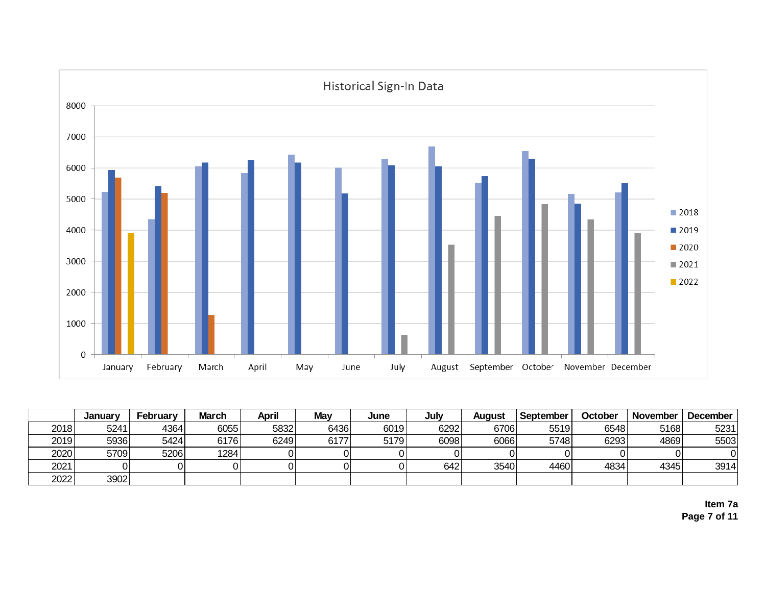## Historical Sign-In Data

| | January | February | March | April | May | June | July | August | September | October | November | December |
|---|---|---|---|---|---|---|---|---|---|---|---|---|
| 2018 | 5241 | 4364 | 6055 | 5832 | 6436 | 6019 | 6292 | 6706 | 5519 | 6548 | 5168 | 5231 |
| 2019 | 5936 | 5424 | 6176 | 6249 | 6177 | 5179 | 6098 | 6066 | 5748 | 6293 | 4869 | 5503 |
| 2020 | 5709 | 5206 | 1284 | 0 | 0 | 0 | 0 | 0 | 0 | 0 | 0 | 0 |
| 2021 | 0 | 0 | 0 | 0 | 0 | 0 | 642 | 3540 | 4460 | 4834 | 4345 | 3914 |
| 2022 | 3902 | | | | | | | | | | | |

**Item 7a**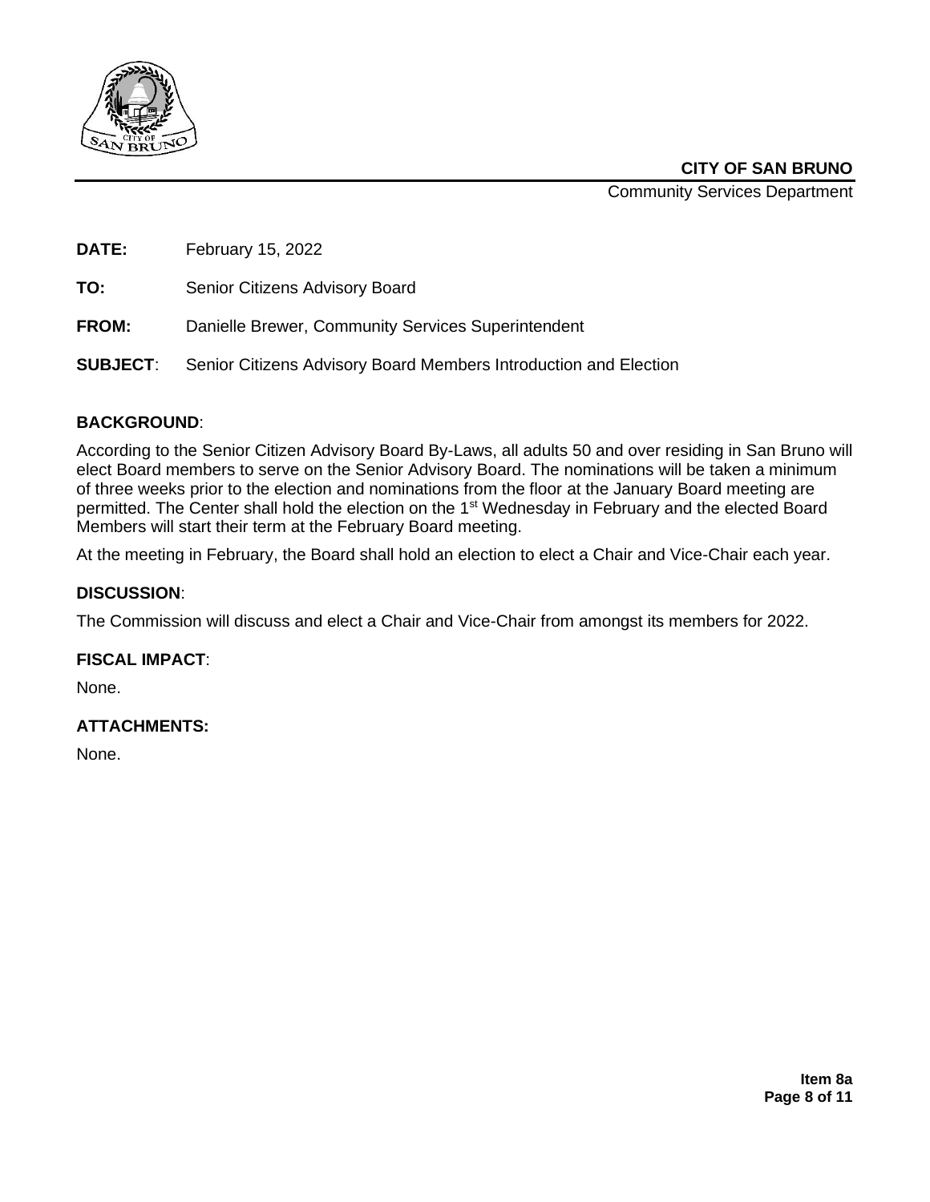**CITY OF SAN BRUNO**
Community Services Department

**DATE:** February 15, 2022

**TO:** Senior Citizens Advisory Board

**FROM:** Danielle Brewer, Community Services Superintendent

**SUBJECT**: Senior Citizens Advisory Board Members Introduction and Election

## BACKGROUND:

According to the Senior Citizen Advisory Board By-Laws, all adults 50 and over residing in San Bruno will elect Board members to serve on the Senior Advisory Board. The nominations will be taken a minimum of three weeks prior to the election and nominations from the floor at the January Board meeting are permitted. The Center shall hold the election on the 1st Wednesday in February and the elected Board Members will start their term at the February Board meeting.

At the meeting in February, the Board shall hold an election to elect a Chair and Vice-Chair each year.

## DISCUSSION:

The Commission will discuss and elect a Chair and Vice-Chair from amongst its members for 2022.

## FISCAL IMPACT:

None.

## ATTACHMENTS:

None.

**Item 8a**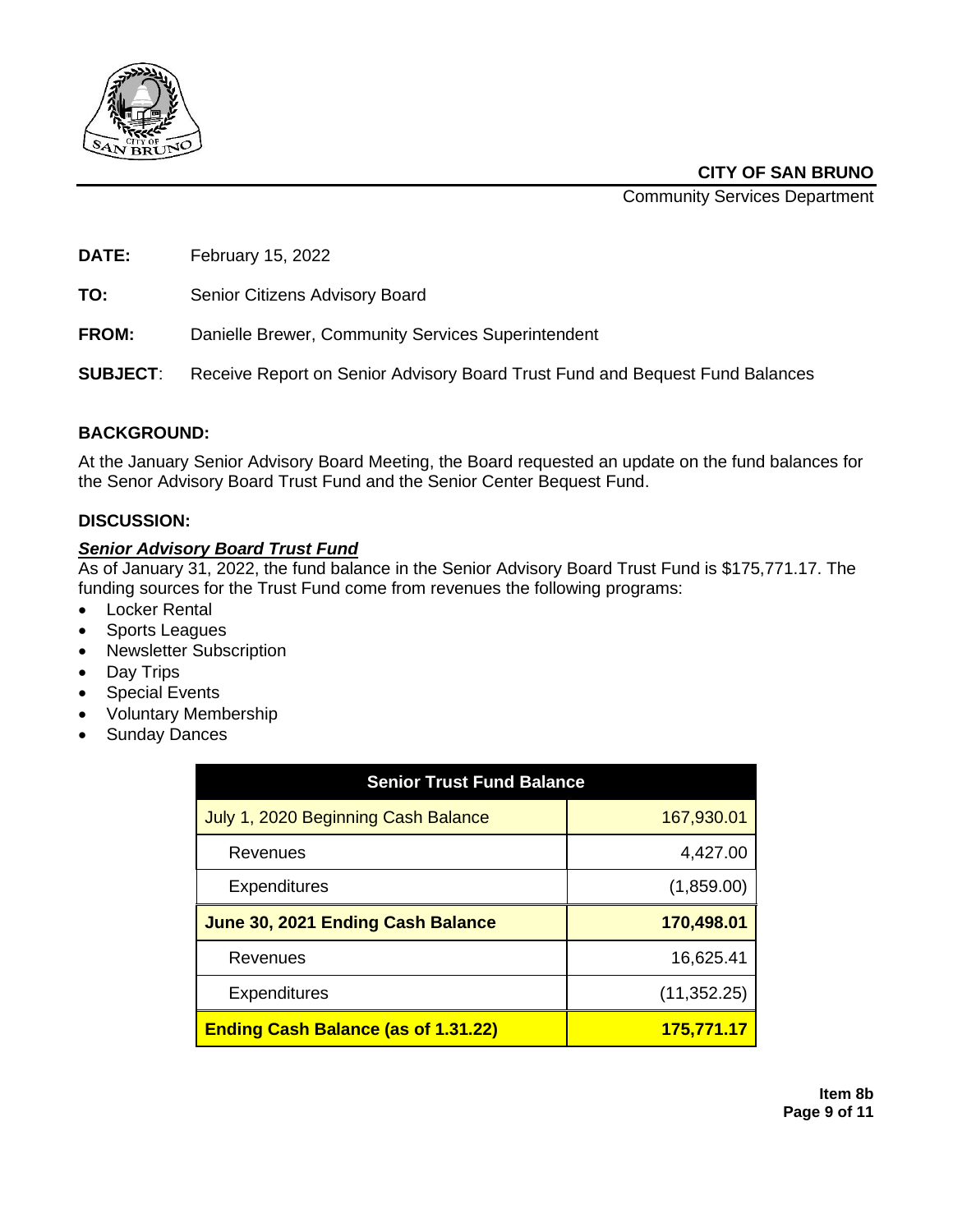**CITY OF SAN BRUNO**

Community Services Department

**DATE:** February 15, 2022

**TO:** Senior Citizens Advisory Board

**FROM:** Danielle Brewer, Community Services Superintendent

**SUBJECT**: Receive Report on Senior Advisory Board Trust Fund and Bequest Fund Balances

## BACKGROUND:

At the January Senior Advisory Board Meeting, the Board requested an update on the fund balances for the Senor Advisory Board Trust Fund and the Senior Center Bequest Fund.

## DISCUSSION:

***Senior Advisory Board Trust Fund***

As of January 31, 2022, the fund balance in the Senior Advisory Board Trust Fund is $175,771.17. The funding sources for the Trust Fund come from revenues the following programs:

- Locker Rental
- Sports Leagues
- Newsletter Subscription
- Day Trips
- Special Events
- Voluntary Membership
- Sunday Dances

| Senior Trust Fund Balance | |
|---|---:|
| July 1, 2020 Beginning Cash Balance | 167,930.01 |
| Revenues | 4,427.00 |
| Expenditures | (1,859.00) |
| **June 30, 2021 Ending Cash Balance** | **170,498.01** |
| Revenues | 16,625.41 |
| Expenditures | (11,352.25) |
| **Ending Cash Balance (as of 1.31.22)** | **175,771.17** |

**Item 8b**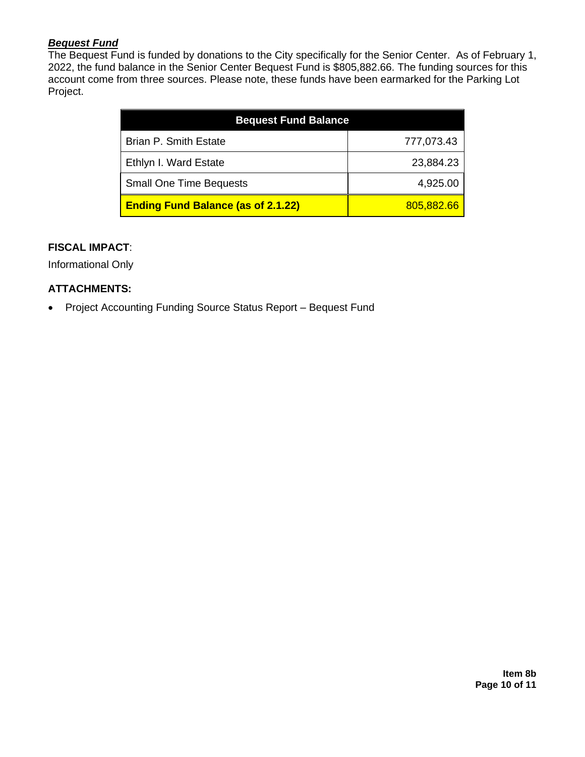***Bequest Fund***

The Bequest Fund is funded by donations to the City specifically for the Senior Center. As of February 1, 2022, the fund balance in the Senior Center Bequest Fund is $805,882.66. The funding sources for this account come from three sources. Please note, these funds have been earmarked for the Parking Lot Project.

| Bequest Fund Balance | |
|---|---|
| Brian P. Smith Estate | 777,073.43 |
| Ethlyn I. Ward Estate | 23,884.23 |
| Small One Time Bequests | 4,925.00 |
| **Ending Fund Balance (as of 2.1.22)** | 805,882.66 |

**FISCAL IMPACT**:

Informational Only

**ATTACHMENTS:**

- Project Accounting Funding Source Status Report – Bequest Fund

**Item 8b**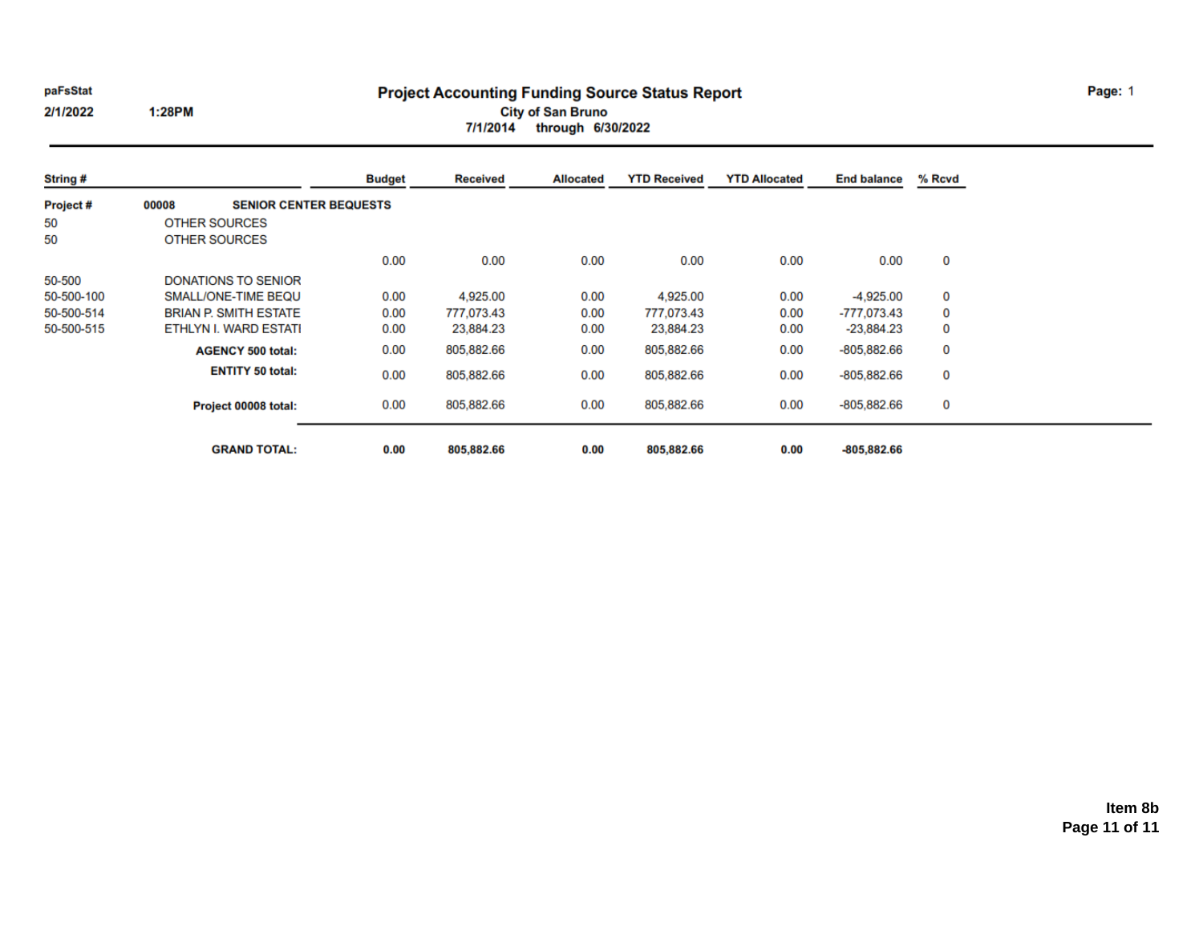paFsStat

2/1/2022 1:28PM

# Project Accounting Funding Source Status Report

**City of San Bruno**

**7/1/2014 through 6/30/2022**

| String # | | Budget | Received | Allocated | YTD Received | YTD Allocated | End balance | % Rcvd |
|---|---|---|---|---|---|---|---|---|
| **Project #** | **00008 SENIOR CENTER BEQUESTS** | | | | | | | |
| 50 | OTHER SOURCES | | | | | | | |
| 50 | OTHER SOURCES | | | | | | | |
| | | 0.00 | 0.00 | 0.00 | 0.00 | 0.00 | 0.00 | 0 |
| 50-500 | DONATIONS TO SENIOR | | | | | | | |
| 50-500-100 | SMALL/ONE-TIME BEQU | 0.00 | 4,925.00 | 0.00 | 4,925.00 | 0.00 | -4,925.00 | 0 |
| 50-500-514 | BRIAN P. SMITH ESTATE | 0.00 | 777,073.43 | 0.00 | 777,073.43 | 0.00 | -777,073.43 | 0 |
| 50-500-515 | ETHLYN I. WARD ESTATI | 0.00 | 23,884.23 | 0.00 | 23,884.23 | 0.00 | -23,884.23 | 0 |
| | **AGENCY 500 total:** | 0.00 | 805,882.66 | 0.00 | 805,882.66 | 0.00 | -805,882.66 | 0 |
| | **ENTITY 50 total:** | 0.00 | 805,882.66 | 0.00 | 805,882.66 | 0.00 | -805,882.66 | 0 |
| | **Project 00008 total:** | 0.00 | 805,882.66 | 0.00 | 805,882.66 | 0.00 | -805,882.66 | 0 |
| | **GRAND TOTAL:** | **0.00** | **805,882.66** | **0.00** | **805,882.66** | **0.00** | **-805,882.66** | |

**Item 8b**